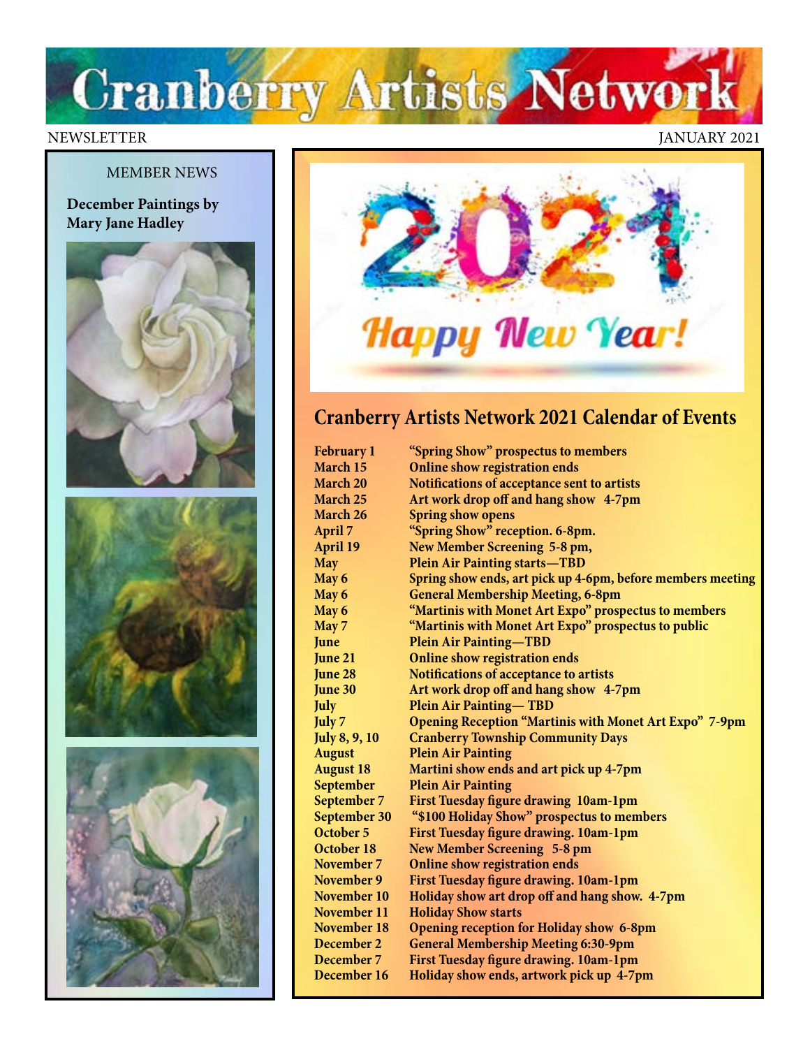# Cranberry Artists Network

NEWSLETTER JANUARY 2021

MEMBER NEWS

**December Paintings by Mary Jane Hadley**

2021 Happy New Year!

## Cranberry Artists Network 2021 Calendar of Events

| | |
|---|---|
| **February 1** | **"Spring Show" prospectus to members** |
| **March 15** | **Online show registration ends** |
| **March 20** | **Notifications of acceptance sent to artists** |
| **March 25** | **Art work drop off and hang show 4-7pm** |
| **March 26** | **Spring show opens** |
| **April 7** | **"Spring Show" reception. 6-8pm.** |
| **April 19** | **New Member Screening 5-8 pm,** |
| **May** | **Plein Air Painting starts—TBD** |
| **May 6** | **Spring show ends, art pick up 4-6pm, before members meeting** |
| **May 6** | **General Membership Meeting, 6-8pm** |
| **May 6** | **"Martinis with Monet Art Expo" prospectus to members** |
| **May 7** | **"Martinis with Monet Art Expo" prospectus to public** |
| **June** | **Plein Air Painting—TBD** |
| **June 21** | **Online show registration ends** |
| **June 28** | **Notifications of acceptance to artists** |
| **June 30** | **Art work drop off and hang show 4-7pm** |
| **July** | **Plein Air Painting— TBD** |
| **July 7** | **Opening Reception "Martinis with Monet Art Expo" 7-9pm** |
| **July 8, 9, 10** | **Cranberry Township Community Days** |
| **August** | **Plein Air Painting** |
| **August 18** | **Martini show ends and art pick up 4-7pm** |
| **September** | **Plein Air Painting** |
| **September 7** | **First Tuesday figure drawing 10am-1pm** |
| **September 30** | **"$100 Holiday Show" prospectus to members** |
| **October 5** | **First Tuesday figure drawing. 10am-1pm** |
| **October 18** | **New Member Screening 5-8 pm** |
| **November 7** | **Online show registration ends** |
| **November 9** | **First Tuesday figure drawing. 10am-1pm** |
| **November 10** | **Holiday show art drop off and hang show. 4-7pm** |
| **November 11** | **Holiday Show starts** |
| **November 18** | **Opening reception for Holiday show 6-8pm** |
| **December 2** | **General Membership Meeting 6:30-9pm** |
| **December 7** | **First Tuesday figure drawing. 10am-1pm** |
| **December 16** | **Holiday show ends, artwork pick up 4-7pm** |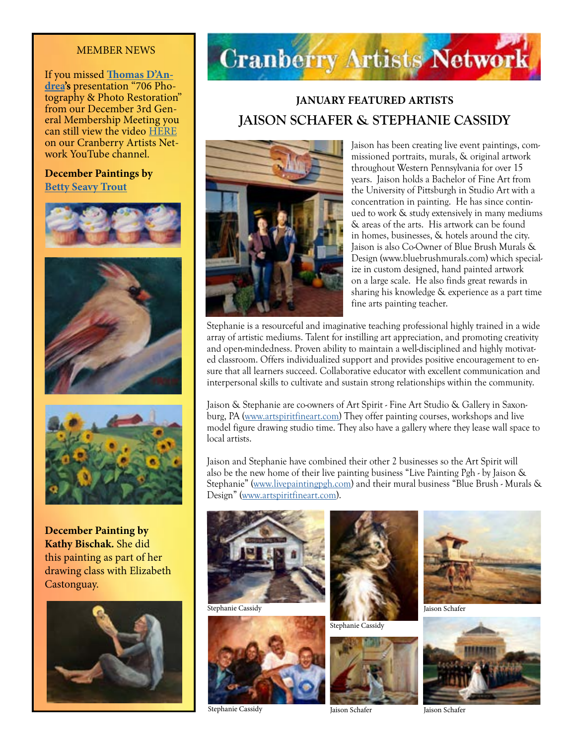# Cranberry Artists Network

## JANUARY FEATURED ARTISTS

## JAISON SCHAFER & STEPHANIE CASSIDY

Jaison has been creating live event paintings, commissioned portraits, murals, & original artwork throughout Western Pennsylvania for over 15 years. Jaison holds a Bachelor of Fine Art from the University of Pittsburgh in Studio Art with a concentration in painting. He has since continued to work & study extensively in many mediums & areas of the arts. His artwork can be found in homes, businesses, & hotels around the city. Jaison is also Co-Owner of Blue Brush Murals & Design (www.bluebrushmurals.com) which specialize in custom designed, hand painted artwork on a large scale. He also finds great rewards in sharing his knowledge & experience as a part time fine arts painting teacher.

Stephanie is a resourceful and imaginative teaching professional highly trained in a wide array of artistic mediums. Talent for instilling art appreciation, and promoting creativity and open-mindedness. Proven ability to maintain a well-disciplined and highly motivated classroom. Offers individualized support and provides positive encouragement to ensure that all learners succeed. Collaborative educator with excellent communication and interpersonal skills to cultivate and sustain strong relationships within the community.

Jaison & Stephanie are co-owners of Art Spirit - Fine Art Studio & Gallery in Saxonburg, PA (www.artspiritfineart.com) They offer painting courses, workshops and live model figure drawing studio time. They also have a gallery where they lease wall space to local artists.

Jaison and Stephanie have combined their other 2 businesses so the Art Spirit will also be the new home of their live painting business "Live Painting Pgh - by Jaison & Stephanie" (www.livepaintingpgh.com) and their mural business "Blue Brush - Murals & Design" (www.artspiritfineart.com).

Stephanie Cassidy

Stephanie Cassidy

Jaison Schafer

Stephanie Cassidy

Jaison Schafer

Jaison Schafer

---

MEMBER NEWS

If you missed **Thomas D'Andrea's** presentation "706 Photography & Photo Restoration" from our December 3rd General Membership Meeting you can still view the video HERE on our Cranberry Artists Network YouTube channel.

**December Paintings by Betty Seavy Trout**

**December Painting by Kathy Bischak.** She did this painting as part of her drawing class with Elizabeth Castonguay.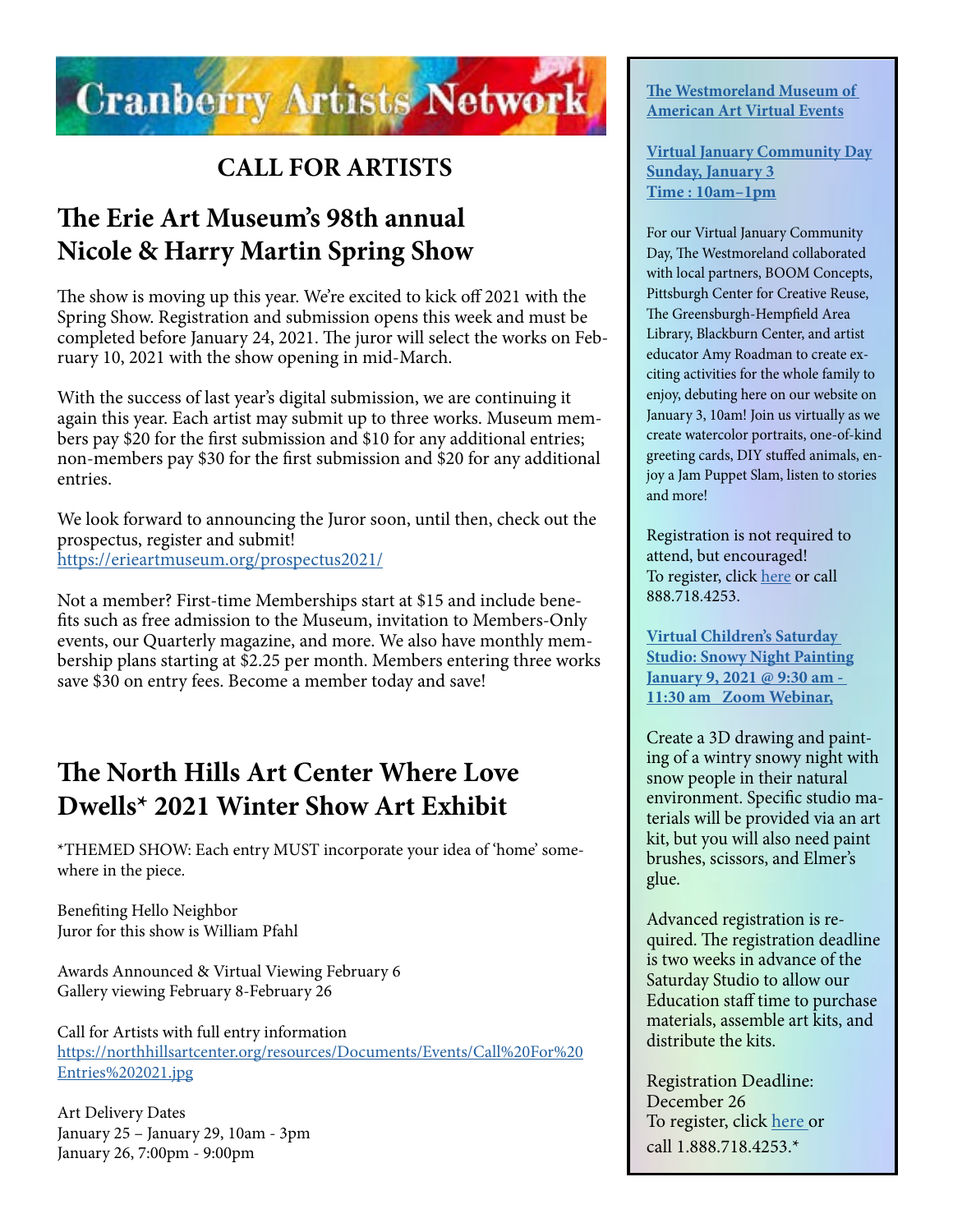# Cranberry Artists Network

## CALL FOR ARTISTS

## The Erie Art Museum's 98th annual Nicole & Harry Martin Spring Show

The show is moving up this year. We're excited to kick off 2021 with the Spring Show. Registration and submission opens this week and must be completed before January 24, 2021. The juror will select the works on February 10, 2021 with the show opening in mid-March.

With the success of last year's digital submission, we are continuing it again this year. Each artist may submit up to three works. Museum members pay $20 for the first submission and $10 for any additional entries; non-members pay $30 for the first submission and $20 for any additional entries.

We look forward to announcing the Juror soon, until then, check out the prospectus, register and submit!
https://erieartmuseum.org/prospectus2021/

Not a member? First-time Memberships start at $15 and include benefits such as free admission to the Museum, invitation to Members-Only events, our Quarterly magazine, and more. We also have monthly membership plans starting at $2.25 per month. Members entering three works save $30 on entry fees. Become a member today and save!

## The North Hills Art Center Where Love Dwells* 2021 Winter Show Art Exhibit

*THEMED SHOW: Each entry MUST incorporate your idea of 'home' somewhere in the piece.

Benefiting Hello Neighbor
Juror for this show is William Pfahl

Awards Announced & Virtual Viewing February 6
Gallery viewing February 8-February 26

Call for Artists with full entry information
https://northhillsartcenter.org/resources/Documents/Events/Call%20For%20Entries%202021.jpg

Art Delivery Dates
January 25 – January 29, 10am - 3pm
January 26, 7:00pm - 9:00pm

**The Westmoreland Museum of American Art Virtual Events**

**Virtual January Community Day**
**Sunday, January 3**
**Time : 10am–1pm**

For our Virtual January Community Day, The Westmoreland collaborated with local partners, BOOM Concepts, Pittsburgh Center for Creative Reuse, The Greensburgh-Hempfield Area Library, Blackburn Center, and artist educator Amy Roadman to create exciting activities for the whole family to enjoy, debuting here on our website on January 3, 10am! Join us virtually as we create watercolor portraits, one-of-kind greeting cards, DIY stuffed animals, enjoy a Jam Puppet Slam, listen to stories and more!

Registration is not required to attend, but encouraged!
To register, click here or call 888.718.4253.

**Virtual Children's Saturday Studio: Snowy Night Painting**
**January 9, 2021 @ 9:30 am - 11:30 am Zoom Webinar,**

Create a 3D drawing and painting of a wintry snowy night with snow people in their natural environment. Specific studio materials will be provided via an art kit, but you will also need paint brushes, scissors, and Elmer's glue.

Advanced registration is required. The registration deadline is two weeks in advance of the Saturday Studio to allow our Education staff time to purchase materials, assemble art kits, and distribute the kits.

Registration Deadline:
December 26
To register, click here or call 1.888.718.4253.*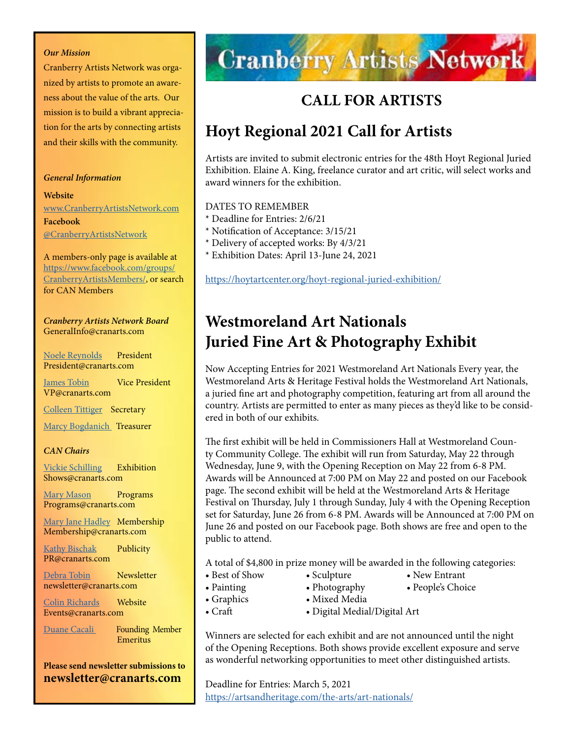# Cranberry Artists Network

## CALL FOR ARTISTS

## Hoyt Regional 2021 Call for Artists

Artists are invited to submit electronic entries for the 48th Hoyt Regional Juried Exhibition. Elaine A. King, freelance curator and art critic, will select works and award winners for the exhibition.

DATES TO REMEMBER
* Deadline for Entries: 2/6/21
* Notification of Acceptance: 3/15/21
* Delivery of accepted works: By 4/3/21
* Exhibition Dates: April 13-June 24, 2021

https://hoytartcenter.org/hoyt-regional-juried-exhibition/

## Westmoreland Art Nationals Juried Fine Art & Photography Exhibit

Now Accepting Entries for 2021 Westmoreland Art Nationals Every year, the Westmoreland Arts & Heritage Festival holds the Westmoreland Art Nationals, a juried fine art and photography competition, featuring art from all around the country. Artists are permitted to enter as many pieces as they'd like to be considered in both of our exhibits.

The first exhibit will be held in Commissioners Hall at Westmoreland County Community College. The exhibit will run from Saturday, May 22 through Wednesday, June 9, with the Opening Reception on May 22 from 6-8 PM. Awards will be Announced at 7:00 PM on May 22 and posted on our Facebook page. The second exhibit will be held at the Westmoreland Arts & Heritage Festival on Thursday, July 1 through Sunday, July 4 with the Opening Reception set for Saturday, June 26 from 6-8 PM. Awards will be Announced at 7:00 PM on June 26 and posted on our Facebook page. Both shows are free and open to the public to attend.

A total of $4,800 in prize money will be awarded in the following categories:

- Best of Show
- Painting
- Graphics
- Craft
- Sculpture
- Photography
- Mixed Media
- Digital Medial/Digital Art
- New Entrant
- People's Choice

Winners are selected for each exhibit and are not announced until the night of the Opening Receptions. Both shows provide excellent exposure and serve as wonderful networking opportunities to meet other distinguished artists.

Deadline for Entries: March 5, 2021
https://artsandheritage.com/the-arts/art-nationals/

---

***Our Mission***

Cranberry Artists Network was organized by artists to promote an awareness about the value of the arts. Our mission is to build a vibrant appreciation for the arts by connecting artists and their skills with the community.

***General Information***

**Website**
www.CranberryArtistsNetwork.com
**Facebook**
@CranberryArtistsNetwork

A members-only page is available at https://www.facebook.com/groups/CranberryArtistsMembers/, or search for CAN Members

***Cranberry Artists Network Board***
GeneralInfo@cranarts.com

Noele Reynolds — President
President@cranarts.com

James Tobin — Vice President
VP@cranarts.com

Colleen Tittiger — Secretary

Marcy Bogdanich — Treasurer

***CAN Chairs***

Vickie Schilling — Exhibition
Shows@cranarts.com

Mary Mason — Programs
Programs@cranarts.com

Mary Jane Hadley — Membership
Membership@cranarts.com

Kathy Bischak — Publicity
PR@cranarts.com

Debra Tobin — Newsletter
newsletter@cranarts.com

Colin Richards — Website
Events@cranarts.com

Duane Cacali — Founding Member Emeritus

**Please send newsletter submissions to**
**newsletter@cranarts.com**